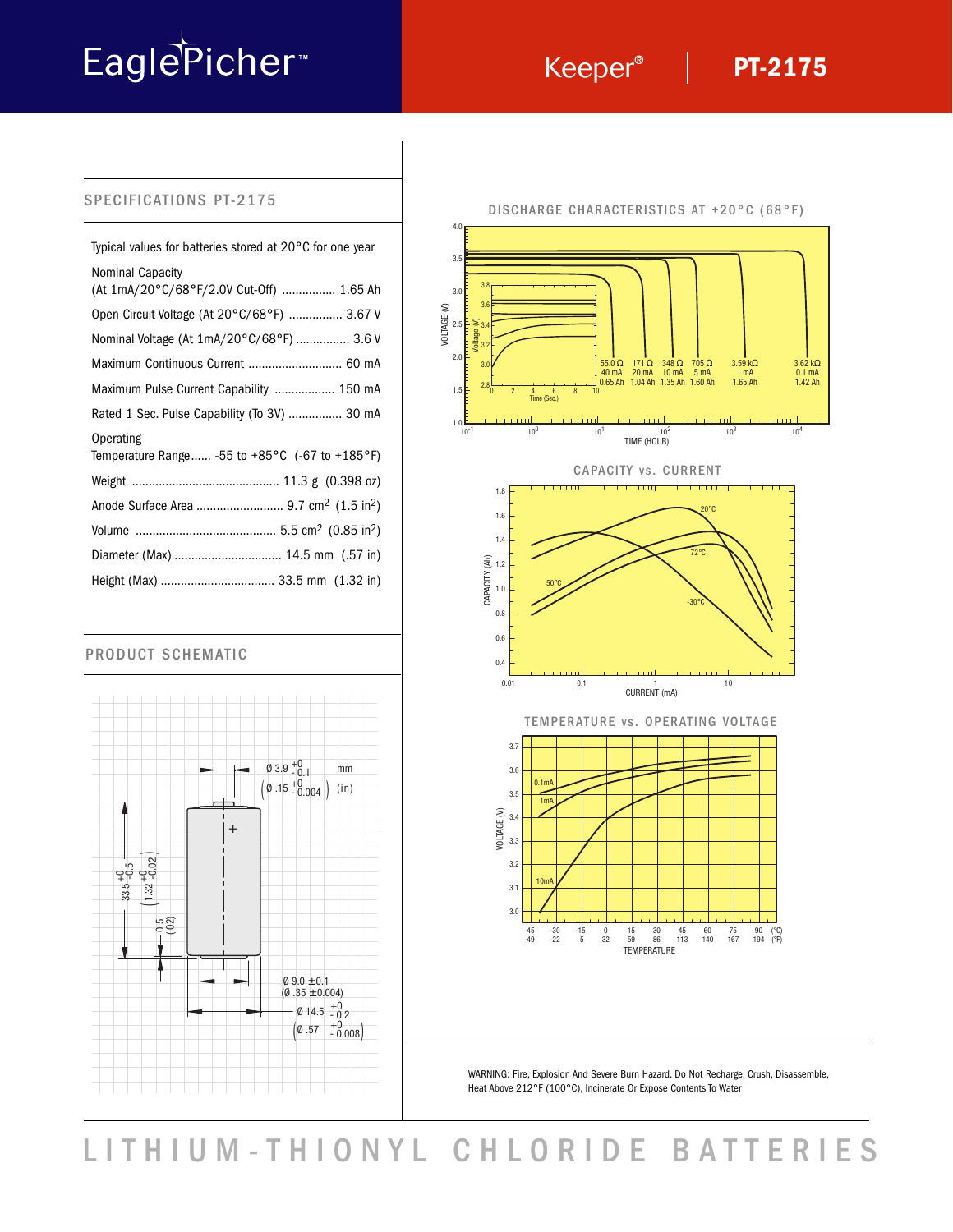# EaglePicher™

## Keeper® | PT-2175

## SPECIFICATIONS PT-2175

Typical values for batteries stored at 20°C for one year

| Specification | Value |
|---|---|
| Nominal Capacity (At 1mA/20°C/68°F/2.0V Cut-Off) | 1.65 Ah |
| Open Circuit Voltage (At 20°C/68°F) | 3.67 V |
| Nominal Voltage (At 1mA/20°C/68°F) | 3.6 V |
| Maximum Continuous Current | 60 mA |
| Maximum Pulse Current Capability | 150 mA |
| Rated 1 Sec. Pulse Capability (To 3V) | 30 mA |
| Operating Temperature Range | -55 to +85°C (-67 to +185°F) |
| Weight | 11.3 g (0.398 oz) |
| Anode Surface Area | 9.7 $cm^2$ (1.5 $in^2$) |
| Volume | 5.5 $cm^3$ (0.85 $in^3$) |
| Diameter (Max) | 14.5 mm (.57 in) |
| Height (Max) | 33.5 mm (1.32 in) |

## PRODUCT SCHEMATIC

Ø 3.9 $^{+0}_{-0.1}$ mm (Ø .15 $^{+0}_{-0.004}$) (in)

33.5 $^{+0}_{-0.5}$ (1.32 $^{+0}_{-0.02}$)

0.5 (.02)

Ø 9.0 ±0.1 (Ø .35 ±0.004)

Ø 14.5 $^{+0}_{-0.2}$ (Ø .57 $^{+0}_{-0.008}$)

## DISCHARGE CHARACTERISTICS AT +20°C (68°F)

| Load | Current | Capacity |
|---|---|---|
| 55.0 Ω | 40 mA | 0.65 Ah |
| 171 Ω | 20 mA | 1.04 Ah |
| 348 Ω | 10 mA | 1.35 Ah |
| 705 Ω | 5 mA | 1.60 Ah |
| 3.59 kΩ | 1 mA | 1.65 Ah |
| 3.62 kΩ | 0.1 mA | 1.42 Ah |

## CAPACITY vs. CURRENT

## TEMPERATURE vs. OPERATING VOLTAGE

WARNING: Fire, Explosion And Severe Burn Hazard. Do Not Recharge, Crush, Disassemble, Heat Above 212°F (100°C), Incinerate Or Expose Contents To Water

# LITHIUM-THIONYL CHLORIDE BATTERIES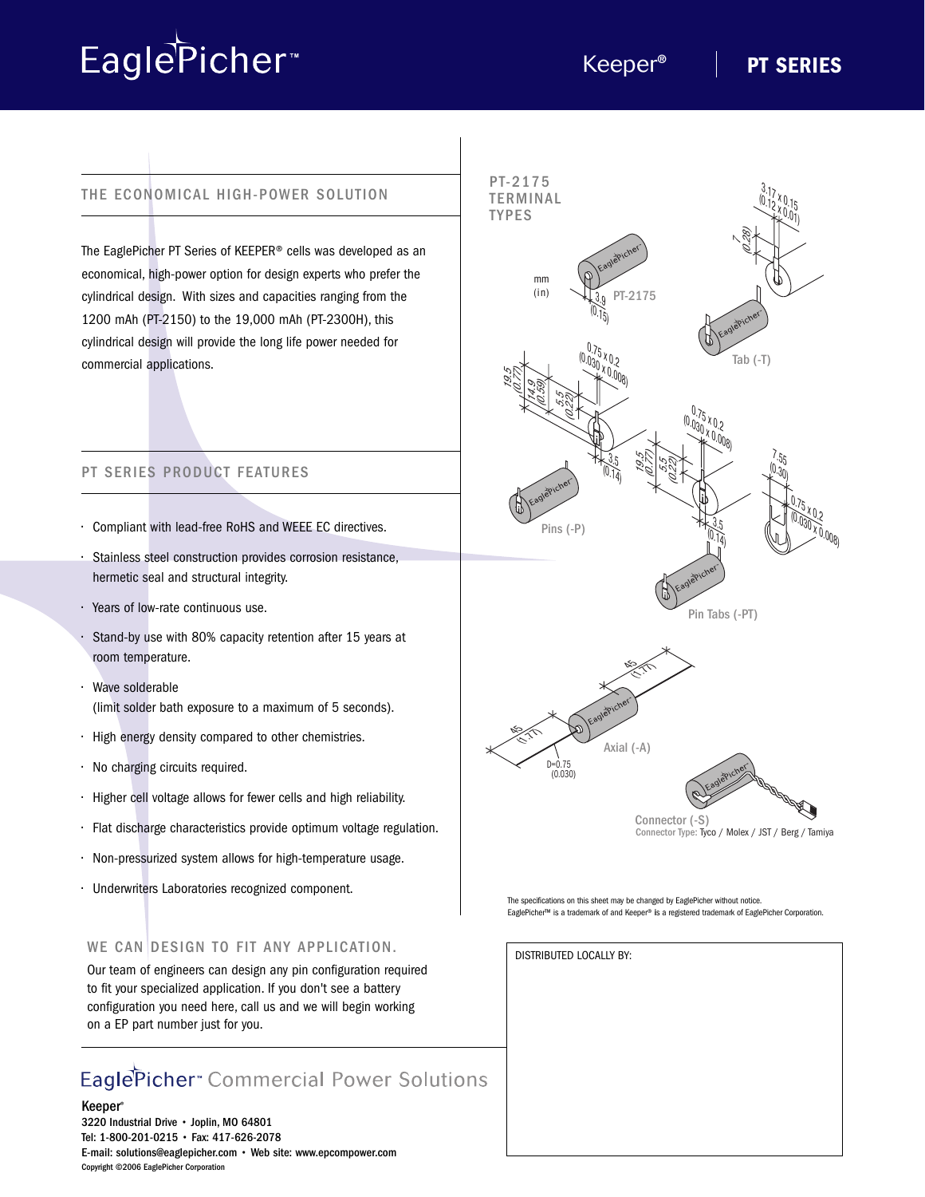# EaglePicher™ Keeper® PT SERIES

## THE ECONOMICAL HIGH-POWER SOLUTION

The EaglePicher PT Series of KEEPER® cells was developed as an economical, high-power option for design experts who prefer the cylindrical design. With sizes and capacities ranging from the 1200 mAh (PT-2150) to the 19,000 mAh (PT-2300H), this cylindrical design will provide the long life power needed for commercial applications.

## PT SERIES PRODUCT FEATURES

- Compliant with lead-free RoHS and WEEE EC directives.
- Stainless steel construction provides corrosion resistance, hermetic seal and structural integrity.
- Years of low-rate continuous use.
- Stand-by use with 80% capacity retention after 15 years at room temperature.
- Wave solderable (limit solder bath exposure to a maximum of 5 seconds).
- High energy density compared to other chemistries.
- No charging circuits required.
- Higher cell voltage allows for fewer cells and high reliability.
- Flat discharge characteristics provide optimum voltage regulation.
- Non-pressurized system allows for high-temperature usage.
- Underwriters Laboratories recognized component.

## PT-2175 TERMINAL TYPES

mm
(in)

PT-2175
3.9
(0.15)

Tab (-T)
3.17 x 0.15
(0.12 x 0.01)
7
(0.28)

Pins (-P)
19.5
(0.77)
14.9
(0.59)
5.5
(0.22)
0.75 x 0.2
(0.030 x 0.008)
3.5
(0.14)

Pin Tabs (-PT)
19.5
(0.77)
5.5
(0.22)
0.75 x 0.2
(0.030 x 0.008)
3.5
(0.14)
7.55
(0.30)
0.75 x 0.2
(0.030 x 0.008)

Axial (-A)
45
(1.77)
45
(1.77)
D=0.75
(0.030)

Connector (-S)
Connector Type: Tyco / Molex / JST / Berg / Tamiya

The specifications on this sheet may be changed by EaglePicher without notice.
EaglePicher™ is a trademark of and Keeper® is a registered trademark of EaglePicher Corporation.

## WE CAN DESIGN TO FIT ANY APPLICATION.

Our team of engineers can design any pin configuration required to fit your specialized application. If you don't see a battery configuration you need here, call us and we will begin working on a EP part number just for you.

DISTRIBUTED LOCALLY BY:

## EaglePicher™ Commercial Power Solutions

**Keeper®**
3220 Industrial Drive • Joplin, MO 64801
Tel: 1-800-201-0215 • Fax: 417-626-2078
E-mail: solutions@eaglepicher.com • Web site: www.epcompower.com
Copyright ©2006 EaglePicher Corporation